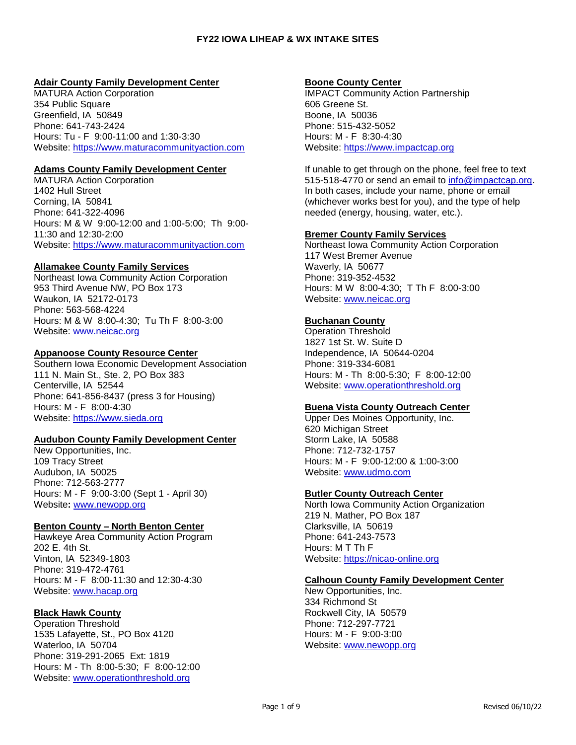# FY22 IOWA LIHEAP & WX INTAKE SITES

**Adair County Family Development Center**
MATURA Action Corporation
354 Public Square
Greenfield, IA 50849
Phone: 641-743-2424
Hours: Tu - F 9:00-11:00 and 1:30-3:30
Website: https://www.maturacommunityaction.com

**Adams County Family Development Center**
MATURA Action Corporation
1402 Hull Street
Corning, IA 50841
Phone: 641-322-4096
Hours: M & W 9:00-12:00 and 1:00-5:00; Th 9:00-11:30 and 12:30-2:00
Website: https://www.maturacommunityaction.com

**Allamakee County Family Services**
Northeast Iowa Community Action Corporation
953 Third Avenue NW, PO Box 173
Waukon, IA 52172-0173
Phone: 563-568-4224
Hours: M & W 8:00-4:30; Tu Th F 8:00-3:00
Website: www.neicac.org

**Appanoose County Resource Center**
Southern Iowa Economic Development Association
111 N. Main St., Ste. 2, PO Box 383
Centerville, IA 52544
Phone: 641-856-8437 (press 3 for Housing)
Hours: M - F 8:00-4:30
Website: https://www.sieda.org

**Audubon County Family Development Center**
New Opportunities, Inc.
109 Tracy Street
Audubon, IA 50025
Phone: 712-563-2777
Hours: M - F 9:00-3:00 (Sept 1 - April 30)
**Website:** www.newopp.org

**Benton County – North Benton Center**
Hawkeye Area Community Action Program
202 E. 4th St.
Vinton, IA 52349-1803
Phone: 319-472-4761
Hours: M - F 8:00-11:30 and 12:30-4:30
Website: www.hacap.org

**Black Hawk County**
Operation Threshold
1535 Lafayette, St., PO Box 4120
Waterloo, IA 50704
Phone: 319-291-2065 Ext: 1819
Hours: M - Th 8:00-5:30; F 8:00-12:00
Website: www.operationthreshold.org

**Boone County Center**
IMPACT Community Action Partnership
606 Greene St.
Boone, IA 50036
Phone: 515-432-5052
Hours: M - F 8:30-4:30
Website: https://www.impactcap.org

If unable to get through on the phone, feel free to text 515-518-4770 or send an email to info@impactcap.org. In both cases, include your name, phone or email (whichever works best for you), and the type of help needed (energy, housing, water, etc.).

**Bremer County Family Services**
Northeast Iowa Community Action Corporation
117 West Bremer Avenue
Waverly, IA 50677
Phone: 319-352-4532
Hours: M W 8:00-4:30; T Th F 8:00-3:00
Website: www.neicac.org

**Buchanan County**
Operation Threshold
1827 1st St. W. Suite D
Independence, IA 50644-0204
Phone: 319-334-6081
Hours: M - Th 8:00-5:30; F 8:00-12:00
Website: www.operationthreshold.org

**Buena Vista County Outreach Center**
Upper Des Moines Opportunity, Inc.
620 Michigan Street
Storm Lake, IA 50588
Phone: 712-732-1757
Hours: M - F 9:00-12:00 & 1:00-3:00
Website: www.udmo.com

**Butler County Outreach Center**
North Iowa Community Action Organization
219 N. Mather, PO Box 187
Clarksville, IA 50619
Phone: 641-243-7573
Hours: M T Th F
Website: https://nicao-online.org

**Calhoun County Family Development Center**
New Opportunities, Inc.
334 Richmond St
Rockwell City, IA 50579
Phone: 712-297-7721
Hours: M - F 9:00-3:00
Website: www.newopp.org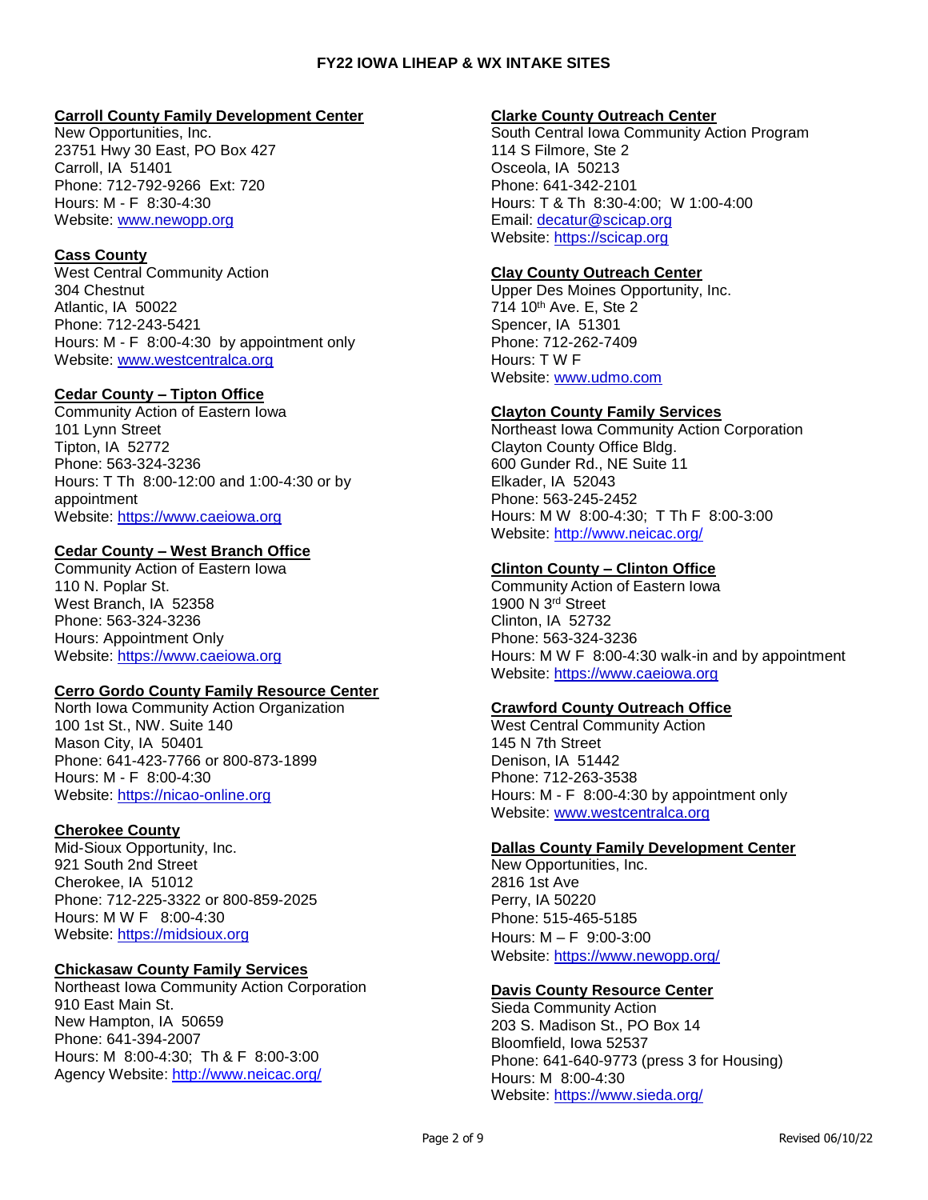## FY22 IOWA LIHEAP & WX INTAKE SITES

**Carroll County Family Development Center**
New Opportunities, Inc.
23751 Hwy 30 East, PO Box 427
Carroll, IA 51401
Phone: 712-792-9266 Ext: 720
Hours: M - F 8:30-4:30
Website: www.newopp.org

**Cass County**
West Central Community Action
304 Chestnut
Atlantic, IA 50022
Phone: 712-243-5421
Hours: M - F 8:00-4:30 by appointment only
Website: www.westcentralca.org

**Cedar County – Tipton Office**
Community Action of Eastern Iowa
101 Lynn Street
Tipton, IA 52772
Phone: 563-324-3236
Hours: T Th 8:00-12:00 and 1:00-4:30 or by appointment
Website: https://www.caeiowa.org

**Cedar County – West Branch Office**
Community Action of Eastern Iowa
110 N. Poplar St.
West Branch, IA 52358
Phone: 563-324-3236
Hours: Appointment Only
Website: https://www.caeiowa.org

**Cerro Gordo County Family Resource Center**
North Iowa Community Action Organization
100 1st St., NW. Suite 140
Mason City, IA 50401
Phone: 641-423-7766 or 800-873-1899
Hours: M - F 8:00-4:30
Website: https://nicao-online.org

**Cherokee County**
Mid-Sioux Opportunity, Inc.
921 South 2nd Street
Cherokee, IA 51012
Phone: 712-225-3322 or 800-859-2025
Hours: M W F 8:00-4:30
Website: https://midsioux.org

**Chickasaw County Family Services**
Northeast Iowa Community Action Corporation
910 East Main St.
New Hampton, IA 50659
Phone: 641-394-2007
Hours: M 8:00-4:30; Th & F 8:00-3:00
Agency Website: http://www.neicac.org/

**Clarke County Outreach Center**
South Central Iowa Community Action Program
114 S Filmore, Ste 2
Osceola, IA 50213
Phone: 641-342-2101
Hours: T & Th 8:30-4:00; W 1:00-4:00
Email: decatur@scicap.org
Website: https://scicap.org

**Clay County Outreach Center**
Upper Des Moines Opportunity, Inc.
714 10th Ave. E, Ste 2
Spencer, IA 51301
Phone: 712-262-7409
Hours: T W F
Website: www.udmo.com

**Clayton County Family Services**
Northeast Iowa Community Action Corporation
Clayton County Office Bldg.
600 Gunder Rd., NE Suite 11
Elkader, IA 52043
Phone: 563-245-2452
Hours: M W 8:00-4:30; T Th F 8:00-3:00
Website: http://www.neicac.org/

**Clinton County – Clinton Office**
Community Action of Eastern Iowa
1900 N 3rd Street
Clinton, IA 52732
Phone: 563-324-3236
Hours: M W F 8:00-4:30 walk-in and by appointment
Website: https://www.caeiowa.org

**Crawford County Outreach Office**
West Central Community Action
145 N 7th Street
Denison, IA 51442
Phone: 712-263-3538
Hours: M - F 8:00-4:30 by appointment only
Website: www.westcentralca.org

**Dallas County Family Development Center**
New Opportunities, Inc.
2816 1st Ave
Perry, IA 50220
Phone: 515-465-5185
Hours: M – F 9:00-3:00
Website: https://www.newopp.org/

**Davis County Resource Center**
Sieda Community Action
203 S. Madison St., PO Box 14
Bloomfield, Iowa 52537
Phone: 641-640-9773 (press 3 for Housing)
Hours: M 8:00-4:30
Website: https://www.sieda.org/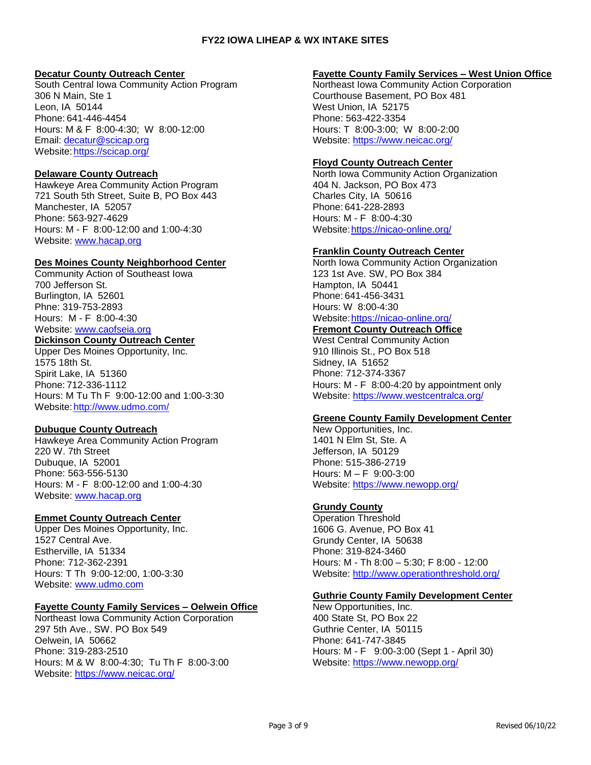### FY22 IOWA LIHEAP & WX INTAKE SITES

**Decatur County Outreach Center**
South Central Iowa Community Action Program
306 N Main, Ste 1
Leon, IA 50144
Phone: 641-446-4454
Hours: M & F 8:00-4:30; W 8:00-12:00
Email: decatur@scicap.org
Website: https://scicap.org/

**Delaware County Outreach**
Hawkeye Area Community Action Program
721 South 5th Street, Suite B, PO Box 443
Manchester, IA 52057
Phone: 563-927-4629
Hours: M - F 8:00-12:00 and 1:00-4:30
Website: www.hacap.org

**Des Moines County Neighborhood Center**
Community Action of Southeast Iowa
700 Jefferson St.
Burlington, IA 52601
Phne: 319-753-2893
Hours: M - F 8:00-4:30
Website: www.caofseia.org

**Dickinson County Outreach Center**
Upper Des Moines Opportunity, Inc.
1575 18th St.
Spirit Lake, IA 51360
Phone: 712-336-1112
Hours: M Tu Th F 9:00-12:00 and 1:00-3:30
Website: http://www.udmo.com/

**Dubuque County Outreach**
Hawkeye Area Community Action Program
220 W. 7th Street
Dubuque, IA 52001
Phone: 563-556-5130
Hours: M - F 8:00-12:00 and 1:00-4:30
Website: www.hacap.org

**Emmet County Outreach Center**
Upper Des Moines Opportunity, Inc.
1527 Central Ave.
Estherville, IA 51334
Phone: 712-362-2391
Hours: T Th 9:00-12:00, 1:00-3:30
Website: www.udmo.com

**Fayette County Family Services – Oelwein Office**
Northeast Iowa Community Action Corporation
297 5th Ave., SW. PO Box 549
Oelwein, IA 50662
Phone: 319-283-2510
Hours: M & W 8:00-4:30; Tu Th F 8:00-3:00
Website: https://www.neicac.org/

**Fayette County Family Services – West Union Office**
Northeast Iowa Community Action Corporation
Courthouse Basement, PO Box 481
West Union, IA 52175
Phone: 563-422-3354
Hours: T 8:00-3:00; W 8:00-2:00
Website: https://www.neicac.org/

**Floyd County Outreach Center**
North Iowa Community Action Organization
404 N. Jackson, PO Box 473
Charles City, IA 50616
Phone: 641-228-2893
Hours: M - F 8:00-4:30
Website: https://nicao-online.org/

**Franklin County Outreach Center**
North Iowa Community Action Organization
123 1st Ave. SW, PO Box 384
Hampton, IA 50441
Phone: 641-456-3431
Hours: W 8:00-4:30
Website: https://nicao-online.org/

**Fremont County Outreach Office**
West Central Community Action
910 Illinois St., PO Box 518
Sidney, IA 51652
Phone: 712-374-3367
Hours: M - F 8:00-4:20 by appointment only
Website: https://www.westcentralca.org/

**Greene County Family Development Center**
New Opportunities, Inc.
1401 N Elm St, Ste. A
Jefferson, IA 50129
Phone: 515-386-2719
Hours: M – F 9:00-3:00
Website: https://www.newopp.org/

**Grundy County**
Operation Threshold
1606 G. Avenue, PO Box 41
Grundy Center, IA 50638
Phone: 319-824-3460
Hours: M - Th 8:00 – 5:30; F 8:00 - 12:00
Website: http://www.operationthreshold.org/

**Guthrie County Family Development Center**
New Opportunities, Inc.
400 State St, PO Box 22
Guthrie Center, IA 50115
Phone: 641-747-3845
Hours: M - F 9:00-3:00 (Sept 1 - April 30)
Website: https://www.newopp.org/

Revised 06/10/22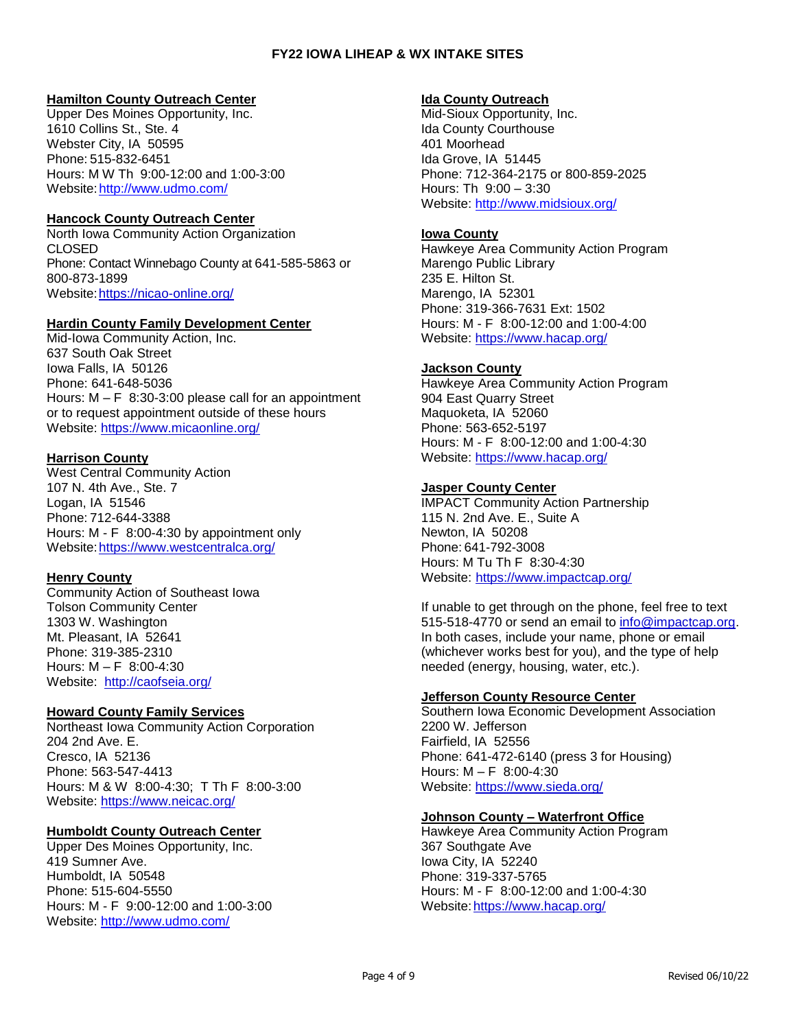# FY22 IOWA LIHEAP & WX INTAKE SITES

**Hamilton County Outreach Center**
Upper Des Moines Opportunity, Inc.
1610 Collins St., Ste. 4
Webster City, IA 50595
Phone: 515-832-6451
Hours: M W Th 9:00-12:00 and 1:00-3:00
Website: http://www.udmo.com/

**Hancock County Outreach Center**
North Iowa Community Action Organization
CLOSED
Phone: Contact Winnebago County at 641-585-5863 or 800-873-1899
Website: https://nicao-online.org/

**Hardin County Family Development Center**
Mid-Iowa Community Action, Inc.
637 South Oak Street
Iowa Falls, IA 50126
Phone: 641-648-5036
Hours: M – F 8:30-3:00 please call for an appointment or to request appointment outside of these hours
Website: https://www.micaonline.org/

**Harrison County**
West Central Community Action
107 N. 4th Ave., Ste. 7
Logan, IA 51546
Phone: 712-644-3388
Hours: M - F 8:00-4:30 by appointment only
Website: https://www.westcentralca.org/

**Henry County**
Community Action of Southeast Iowa
Tolson Community Center
1303 W. Washington
Mt. Pleasant, IA 52641
Phone: 319-385-2310
Hours: M – F 8:00-4:30
Website: http://caofseia.org/

**Howard County Family Services**
Northeast Iowa Community Action Corporation
204 2nd Ave. E.
Cresco, IA 52136
Phone: 563-547-4413
Hours: M & W 8:00-4:30; T Th F 8:00-3:00
Website: https://www.neicac.org/

**Humboldt County Outreach Center**
Upper Des Moines Opportunity, Inc.
419 Sumner Ave.
Humboldt, IA 50548
Phone: 515-604-5550
Hours: M - F 9:00-12:00 and 1:00-3:00
Website: http://www.udmo.com/

**Ida County Outreach**
Mid-Sioux Opportunity, Inc.
Ida County Courthouse
401 Moorhead
Ida Grove, IA 51445
Phone: 712-364-2175 or 800-859-2025
Hours: Th 9:00 – 3:30
Website: http://www.midsioux.org/

**Iowa County**
Hawkeye Area Community Action Program
Marengo Public Library
235 E. Hilton St.
Marengo, IA 52301
Phone: 319-366-7631 Ext: 1502
Hours: M - F 8:00-12:00 and 1:00-4:00
Website: https://www.hacap.org/

**Jackson County**
Hawkeye Area Community Action Program
904 East Quarry Street
Maquoketa, IA 52060
Phone: 563-652-5197
Hours: M - F 8:00-12:00 and 1:00-4:30
Website: https://www.hacap.org/

**Jasper County Center**
IMPACT Community Action Partnership
115 N. 2nd Ave. E., Suite A
Newton, IA 50208
Phone: 641-792-3008
Hours: M Tu Th F 8:30-4:30
Website: https://www.impactcap.org/

If unable to get through on the phone, feel free to text 515-518-4770 or send an email to info@impactcap.org. In both cases, include your name, phone or email (whichever works best for you), and the type of help needed (energy, housing, water, etc.).

**Jefferson County Resource Center**
Southern Iowa Economic Development Association
2200 W. Jefferson
Fairfield, IA 52556
Phone: 641-472-6140 (press 3 for Housing)
Hours: M – F 8:00-4:30
Website: https://www.sieda.org/

**Johnson County – Waterfront Office**
Hawkeye Area Community Action Program
367 Southgate Ave
Iowa City, IA 52240
Phone: 319-337-5765
Hours: M - F 8:00-12:00 and 1:00-4:30
Website: https://www.hacap.org/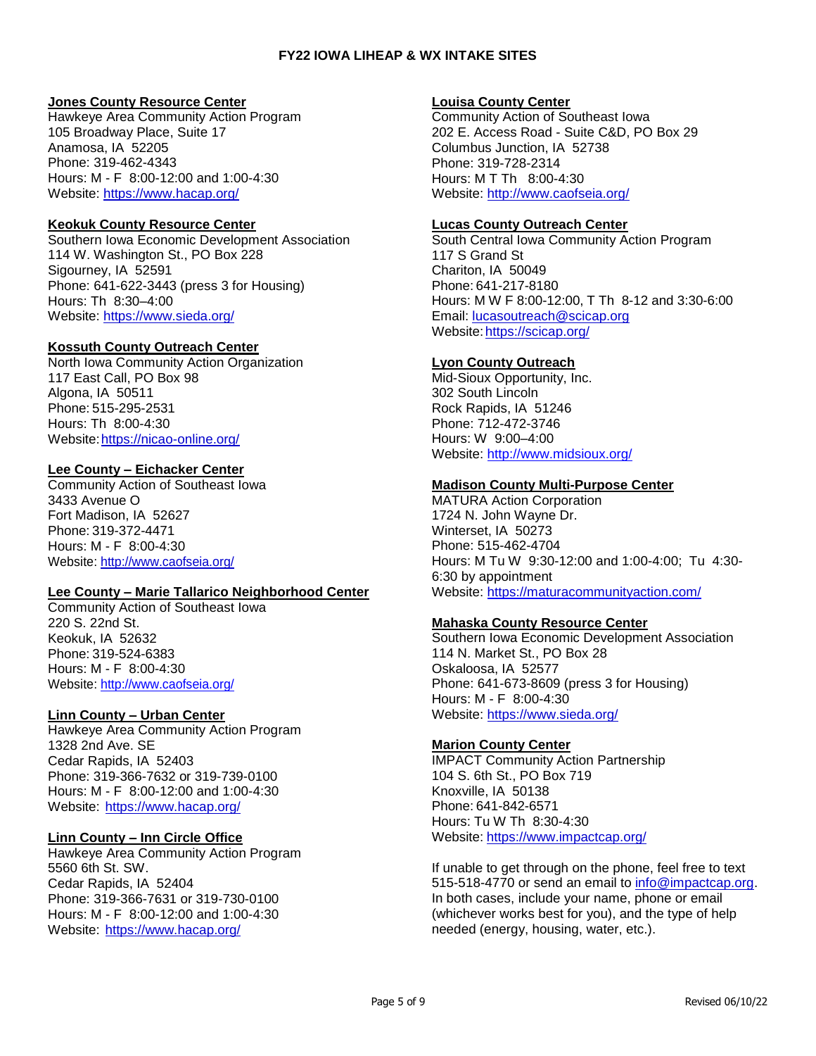**FY22 IOWA LIHEAP & WX INTAKE SITES**

**Jones County Resource Center**
Hawkeye Area Community Action Program
105 Broadway Place, Suite 17
Anamosa, IA 52205
Phone: 319-462-4343
Hours: M - F 8:00-12:00 and 1:00-4:30
Website: https://www.hacap.org/

**Keokuk County Resource Center**
Southern Iowa Economic Development Association
114 W. Washington St., PO Box 228
Sigourney, IA 52591
Phone: 641-622-3443 (press 3 for Housing)
Hours: Th 8:30–4:00
Website: https://www.sieda.org/

**Kossuth County Outreach Center**
North Iowa Community Action Organization
117 East Call, PO Box 98
Algona, IA 50511
Phone: 515-295-2531
Hours: Th 8:00-4:30
Website: https://nicao-online.org/

**Lee County – Eichacker Center**
Community Action of Southeast Iowa
3433 Avenue O
Fort Madison, IA 52627
Phone: 319-372-4471
Hours: M - F 8:00-4:30
Website: http://www.caofseia.org/

**Lee County – Marie Tallarico Neighborhood Center**
Community Action of Southeast Iowa
220 S. 22nd St.
Keokuk, IA 52632
Phone: 319-524-6383
Hours: M - F 8:00-4:30
Website: http://www.caofseia.org/

**Linn County – Urban Center**
Hawkeye Area Community Action Program
1328 2nd Ave. SE
Cedar Rapids, IA 52403
Phone: 319-366-7632 or 319-739-0100
Hours: M - F 8:00-12:00 and 1:00-4:30
Website: https://www.hacap.org/

**Linn County – Inn Circle Office**
Hawkeye Area Community Action Program
5560 6th St. SW.
Cedar Rapids, IA 52404
Phone: 319-366-7631 or 319-730-0100
Hours: M - F 8:00-12:00 and 1:00-4:30
Website: https://www.hacap.org/

**Louisa County Center**
Community Action of Southeast Iowa
202 E. Access Road - Suite C&D, PO Box 29
Columbus Junction, IA 52738
Phone: 319-728-2314
Hours: M T Th 8:00-4:30
Website: http://www.caofseia.org/

**Lucas County Outreach Center**
South Central Iowa Community Action Program
117 S Grand St
Chariton, IA 50049
Phone: 641-217-8180
Hours: M W F 8:00-12:00, T Th 8-12 and 3:30-6:00
Email: lucasoutreach@scicap.org
Website: https://scicap.org/

**Lyon County Outreach**
Mid-Sioux Opportunity, Inc.
302 South Lincoln
Rock Rapids, IA 51246
Phone: 712-472-3746
Hours: W 9:00–4:00
Website: http://www.midsioux.org/

**Madison County Multi-Purpose Center**
MATURA Action Corporation
1724 N. John Wayne Dr.
Winterset, IA 50273
Phone: 515-462-4704
Hours: M Tu W 9:30-12:00 and 1:00-4:00; Tu 4:30-6:30 by appointment
Website: https://maturacommunityaction.com/

**Mahaska County Resource Center**
Southern Iowa Economic Development Association
114 N. Market St., PO Box 28
Oskaloosa, IA 52577
Phone: 641-673-8609 (press 3 for Housing)
Hours: M - F 8:00-4:30
Website: https://www.sieda.org/

**Marion County Center**
IMPACT Community Action Partnership
104 S. 6th St., PO Box 719
Knoxville, IA 50138
Phone: 641-842-6571
Hours: Tu W Th 8:30-4:30
Website: https://www.impactcap.org/

If unable to get through on the phone, feel free to text 515-518-4770 or send an email to info@impactcap.org. In both cases, include your name, phone or email (whichever works best for you), and the type of help needed (energy, housing, water, etc.).

Revised 06/10/22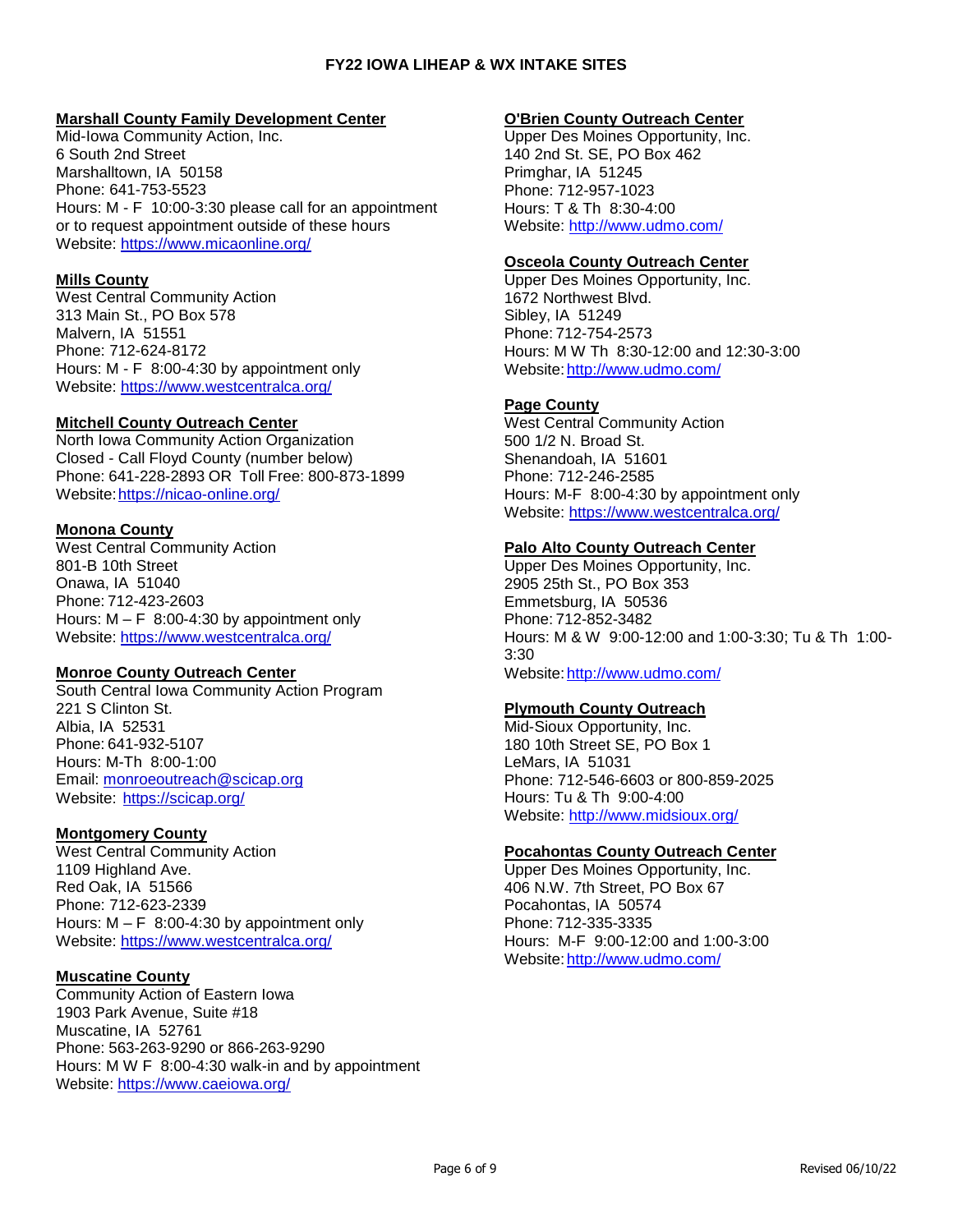# FY22 IOWA LIHEAP & WX INTAKE SITES

**Marshall County Family Development Center**
Mid-Iowa Community Action, Inc.
6 South 2nd Street
Marshalltown, IA 50158
Phone: 641-753-5523
Hours: M - F 10:00-3:30 please call for an appointment or to request appointment outside of these hours
Website: https://www.micaonline.org/

**Mills County**
West Central Community Action
313 Main St., PO Box 578
Malvern, IA 51551
Phone: 712-624-8172
Hours: M - F 8:00-4:30 by appointment only
Website: https://www.westcentralca.org/

**Mitchell County Outreach Center**
North Iowa Community Action Organization
Closed - Call Floyd County (number below)
Phone: 641-228-2893 OR Toll Free: 800-873-1899
Website: https://nicao-online.org/

**Monona County**
West Central Community Action
801-B 10th Street
Onawa, IA 51040
Phone: 712-423-2603
Hours: M – F 8:00-4:30 by appointment only
Website: https://www.westcentralca.org/

**Monroe County Outreach Center**
South Central Iowa Community Action Program
221 S Clinton St.
Albia, IA 52531
Phone: 641-932-5107
Hours: M-Th 8:00-1:00
Email: monroeoutreach@scicap.org
Website: https://scicap.org/

**Montgomery County**
West Central Community Action
1109 Highland Ave.
Red Oak, IA 51566
Phone: 712-623-2339
Hours: M – F 8:00-4:30 by appointment only
Website: https://www.westcentralca.org/

**Muscatine County**
Community Action of Eastern Iowa
1903 Park Avenue, Suite #18
Muscatine, IA 52761
Phone: 563-263-9290 or 866-263-9290
Hours: M W F 8:00-4:30 walk-in and by appointment
Website: https://www.caeiowa.org/

**O'Brien County Outreach Center**
Upper Des Moines Opportunity, Inc.
140 2nd St. SE, PO Box 462
Primghar, IA 51245
Phone: 712-957-1023
Hours: T & Th 8:30-4:00
Website: http://www.udmo.com/

**Osceola County Outreach Center**
Upper Des Moines Opportunity, Inc.
1672 Northwest Blvd.
Sibley, IA 51249
Phone: 712-754-2573
Hours: M W Th 8:30-12:00 and 12:30-3:00
Website: http://www.udmo.com/

**Page County**
West Central Community Action
500 1/2 N. Broad St.
Shenandoah, IA 51601
Phone: 712-246-2585
Hours: M-F 8:00-4:30 by appointment only
Website: https://www.westcentralca.org/

**Palo Alto County Outreach Center**
Upper Des Moines Opportunity, Inc.
2905 25th St., PO Box 353
Emmetsburg, IA 50536
Phone: 712-852-3482
Hours: M & W 9:00-12:00 and 1:00-3:30; Tu & Th 1:00-3:30
Website: http://www.udmo.com/

**Plymouth County Outreach**
Mid-Sioux Opportunity, Inc.
180 10th Street SE, PO Box 1
LeMars, IA 51031
Phone: 712-546-6603 or 800-859-2025
Hours: Tu & Th 9:00-4:00
Website: http://www.midsioux.org/

**Pocahontas County Outreach Center**
Upper Des Moines Opportunity, Inc.
406 N.W. 7th Street, PO Box 67
Pocahontas, IA 50574
Phone: 712-335-3335
Hours: M-F 9:00-12:00 and 1:00-3:00
Website: http://www.udmo.com/

Revised 06/10/22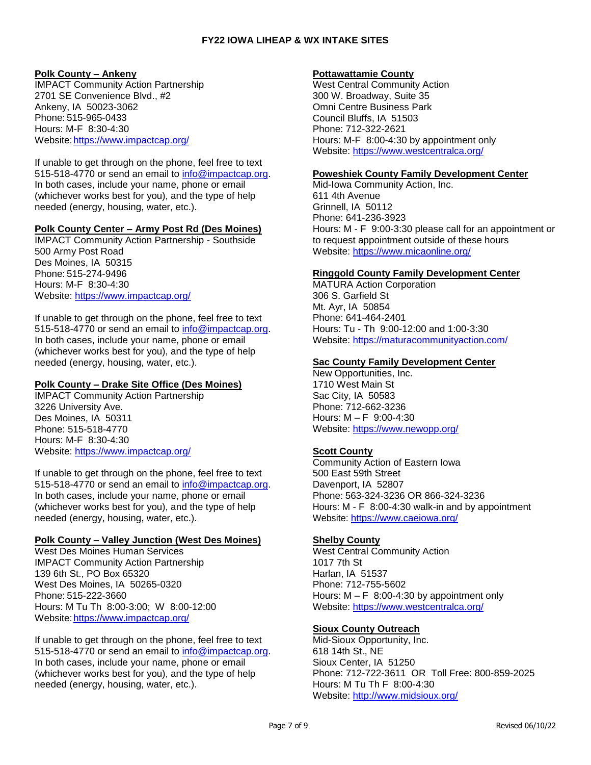# FY22 IOWA LIHEAP & WX INTAKE SITES

**Polk County – Ankeny**
IMPACT Community Action Partnership
2701 SE Convenience Blvd., #2
Ankeny, IA 50023-3062
Phone: 515-965-0433
Hours: M-F 8:30-4:30
Website: https://www.impactcap.org/

If unable to get through on the phone, feel free to text 515-518-4770 or send an email to info@impactcap.org. In both cases, include your name, phone or email (whichever works best for you), and the type of help needed (energy, housing, water, etc.).

**Polk County Center – Army Post Rd (Des Moines)**
IMPACT Community Action Partnership - Southside
500 Army Post Road
Des Moines, IA 50315
Phone: 515-274-9496
Hours: M-F 8:30-4:30
Website: https://www.impactcap.org/

If unable to get through on the phone, feel free to text 515-518-4770 or send an email to info@impactcap.org. In both cases, include your name, phone or email (whichever works best for you), and the type of help needed (energy, housing, water, etc.).

**Polk County – Drake Site Office (Des Moines)**
IMPACT Community Action Partnership
3226 University Ave.
Des Moines, IA 50311
Phone: 515-518-4770
Hours: M-F 8:30-4:30
Website: https://www.impactcap.org/

If unable to get through on the phone, feel free to text 515-518-4770 or send an email to info@impactcap.org. In both cases, include your name, phone or email (whichever works best for you), and the type of help needed (energy, housing, water, etc.).

**Polk County – Valley Junction (West Des Moines)**
West Des Moines Human Services
IMPACT Community Action Partnership
139 6th St., PO Box 65320
West Des Moines, IA 50265-0320
Phone: 515-222-3660
Hours: M Tu Th 8:00-3:00; W 8:00-12:00
Website: https://www.impactcap.org/

If unable to get through on the phone, feel free to text 515-518-4770 or send an email to info@impactcap.org. In both cases, include your name, phone or email (whichever works best for you), and the type of help needed (energy, housing, water, etc.).

**Pottawattamie County**
West Central Community Action
300 W. Broadway, Suite 35
Omni Centre Business Park
Council Bluffs, IA 51503
Phone: 712-322-2621
Hours: M-F 8:00-4:30 by appointment only
Website: https://www.westcentralca.org/

**Poweshiek County Family Development Center**
Mid-Iowa Community Action, Inc.
611 4th Avenue
Grinnell, IA 50112
Phone: 641-236-3923
Hours: M - F 9:00-3:30 please call for an appointment or to request appointment outside of these hours
Website: https://www.micaonline.org/

**Ringgold County Family Development Center**
MATURA Action Corporation
306 S. Garfield St
Mt. Ayr, IA 50854
Phone: 641-464-2401
Hours: Tu - Th 9:00-12:00 and 1:00-3:30
Website: https://maturacommunityaction.com/

**Sac County Family Development Center**
New Opportunities, Inc.
1710 West Main St
Sac City, IA 50583
Phone: 712-662-3236
Hours: M – F 9:00-4:30
Website: https://www.newopp.org/

**Scott County**
Community Action of Eastern Iowa
500 East 59th Street
Davenport, IA 52807
Phone: 563-324-3236 OR 866-324-3236
Hours: M - F 8:00-4:30 walk-in and by appointment
Website: https://www.caeiowa.org/

**Shelby County**
West Central Community Action
1017 7th St
Harlan, IA 51537
Phone: 712-755-5602
Hours: M – F 8:00-4:30 by appointment only
Website: https://www.westcentralca.org/

**Sioux County Outreach**
Mid-Sioux Opportunity, Inc.
618 14th St., NE
Sioux Center, IA 51250
Phone: 712-722-3611 OR Toll Free: 800-859-2025
Hours: M Tu Th F 8:00-4:30
Website: http://www.midsioux.org/

Revised 06/10/22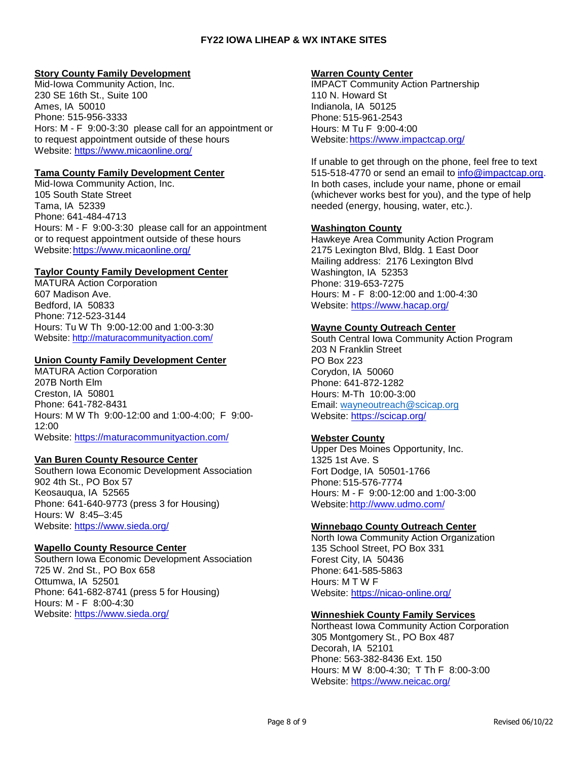# FY22 IOWA LIHEAP & WX INTAKE SITES

**Story County Family Development**
Mid-Iowa Community Action, Inc.
230 SE 16th St., Suite 100
Ames, IA 50010
Phone: 515-956-3333
Hors: M - F 9:00-3:30 please call for an appointment or to request appointment outside of these hours
Website: https://www.micaonline.org/

**Tama County Family Development Center**
Mid-Iowa Community Action, Inc.
105 South State Street
Tama, IA 52339
Phone: 641-484-4713
Hours: M - F 9:00-3:30 please call for an appointment or to request appointment outside of these hours
Website: https://www.micaonline.org/

**Taylor County Family Development Center**
MATURA Action Corporation
607 Madison Ave.
Bedford, IA 50833
Phone: 712-523-3144
Hours: Tu W Th 9:00-12:00 and 1:00-3:30
Website: http://maturacommunityaction.com/

**Union County Family Development Center**
MATURA Action Corporation
207B North Elm
Creston, IA 50801
Phone: 641-782-8431
Hours: M W Th 9:00-12:00 and 1:00-4:00; F 9:00-12:00
Website: https://maturacommunityaction.com/

**Van Buren County Resource Center**
Southern Iowa Economic Development Association
902 4th St., PO Box 57
Keosauqua, IA 52565
Phone: 641-640-9773 (press 3 for Housing)
Hours: W 8:45–3:45
Website: https://www.sieda.org/

**Wapello County Resource Center**
Southern Iowa Economic Development Association
725 W. 2nd St., PO Box 658
Ottumwa, IA 52501
Phone: 641-682-8741 (press 5 for Housing)
Hours: M - F 8:00-4:30
Website: https://www.sieda.org/

**Warren County Center**
IMPACT Community Action Partnership
110 N. Howard St
Indianola, IA 50125
Phone: 515-961-2543
Hours: M Tu F 9:00-4:00
Website: https://www.impactcap.org/

If unable to get through on the phone, feel free to text 515-518-4770 or send an email to info@impactcap.org. In both cases, include your name, phone or email (whichever works best for you), and the type of help needed (energy, housing, water, etc.).

**Washington County**
Hawkeye Area Community Action Program
2175 Lexington Blvd, Bldg. 1 East Door
Mailing address: 2176 Lexington Blvd
Washington, IA 52353
Phone: 319-653-7275
Hours: M - F 8:00-12:00 and 1:00-4:30
Website: https://www.hacap.org/

**Wayne County Outreach Center**
South Central Iowa Community Action Program
203 N Franklin Street
PO Box 223
Corydon, IA 50060
Phone: 641-872-1282
Hours: M-Th 10:00-3:00
Email: wayneoutreach@scicap.org
Website: https://scicap.org/

**Webster County**
Upper Des Moines Opportunity, Inc.
1325 1st Ave. S
Fort Dodge, IA 50501-1766
Phone: 515-576-7774
Hours: M - F 9:00-12:00 and 1:00-3:00
Website: http://www.udmo.com/

**Winnebago County Outreach Center**
North Iowa Community Action Organization
135 School Street, PO Box 331
Forest City, IA 50436
Phone: 641-585-5863
Hours: M T W F
Website: https://nicao-online.org/

**Winneshiek County Family Services**
Northeast Iowa Community Action Corporation
305 Montgomery St., PO Box 487
Decorah, IA 52101
Phone: 563-382-8436 Ext. 150
Hours: M W 8:00-4:30; T Th F 8:00-3:00
Website: https://www.neicac.org/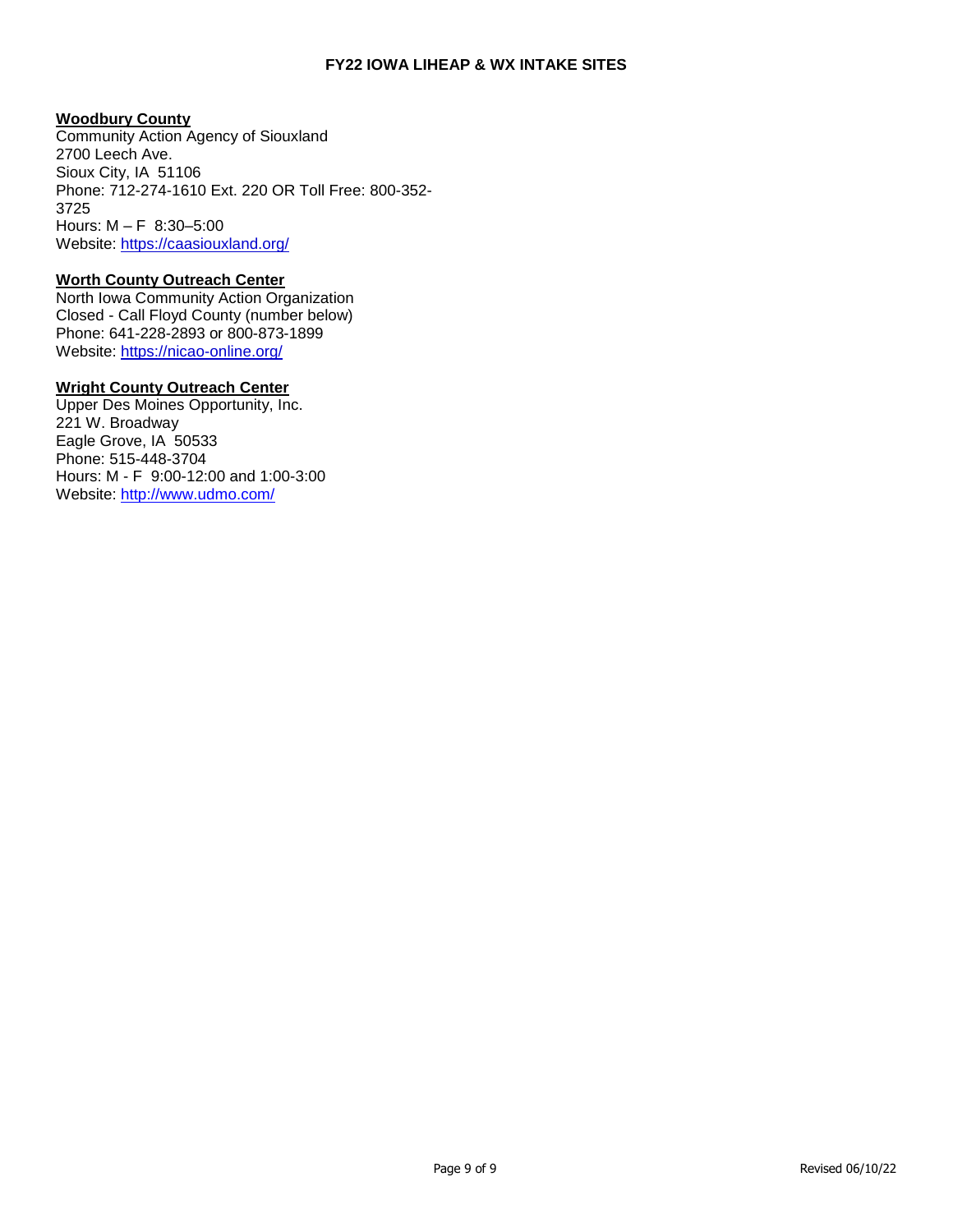**Woodbury County**
Community Action Agency of Siouxland
2700 Leech Ave.
Sioux City, IA 51106
Phone: 712-274-1610 Ext. 220 OR Toll Free: 800-352-3725
Hours: M – F 8:30–5:00
Website: https://caasiouxland.org/

**Worth County Outreach Center**
North Iowa Community Action Organization
Closed - Call Floyd County (number below)
Phone: 641-228-2893 or 800-873-1899
Website: https://nicao-online.org/

**Wright County Outreach Center**
Upper Des Moines Opportunity, Inc.
221 W. Broadway
Eagle Grove, IA 50533
Phone: 515-448-3704
Hours: M - F 9:00-12:00 and 1:00-3:00
Website: http://www.udmo.com/